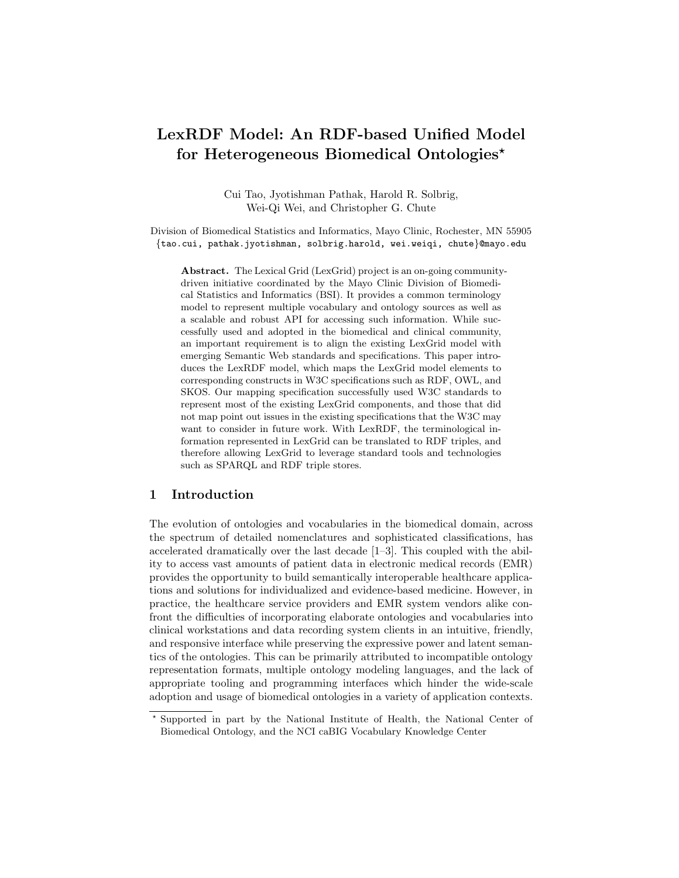# LexRDF Model: An RDF-based Unified Model for Heterogeneous Biomedical Ontologies*

Cui Tao, Jyotishman Pathak, Harold R. Solbrig, Wei-Qi Wei, and Christopher G. Chute

Division of Biomedical Statistics and Informatics, Mayo Clinic, Rochester, MN 55905
{tao.cui, pathak.jyotishman, solbrig.harold, wei.weiqi, chute}@mayo.edu

**Abstract.** The Lexical Grid (LexGrid) project is an on-going community-driven initiative coordinated by the Mayo Clinic Division of Biomedical Statistics and Informatics (BSI). It provides a common terminology model to represent multiple vocabulary and ontology sources as well as a scalable and robust API for accessing such information. While successfully used and adopted in the biomedical and clinical community, an important requirement is to align the existing LexGrid model with emerging Semantic Web standards and specifications. This paper introduces the LexRDF model, which maps the LexGrid model elements to corresponding constructs in W3C specifications such as RDF, OWL, and SKOS. Our mapping specification successfully used W3C standards to represent most of the existing LexGrid components, and those that did not map point out issues in the existing specifications that the W3C may want to consider in future work. With LexRDF, the terminological information represented in LexGrid can be translated to RDF triples, and therefore allowing LexGrid to leverage standard tools and technologies such as SPARQL and RDF triple stores.

## 1 Introduction

The evolution of ontologies and vocabularies in the biomedical domain, across the spectrum of detailed nomenclatures and sophisticated classifications, has accelerated dramatically over the last decade [1–3]. This coupled with the ability to access vast amounts of patient data in electronic medical records (EMR) provides the opportunity to build semantically interoperable healthcare applications and solutions for individualized and evidence-based medicine. However, in practice, the healthcare service providers and EMR system vendors alike confront the difficulties of incorporating elaborate ontologies and vocabularies into clinical workstations and data recording system clients in an intuitive, friendly, and responsive interface while preserving the expressive power and latent semantics of the ontologies. This can be primarily attributed to incompatible ontology representation formats, multiple ontology modeling languages, and the lack of appropriate tooling and programming interfaces which hinder the wide-scale adoption and usage of biomedical ontologies in a variety of application contexts.

* Supported in part by the National Institute of Health, the National Center of Biomedical Ontology, and the NCI caBIG Vocabulary Knowledge Center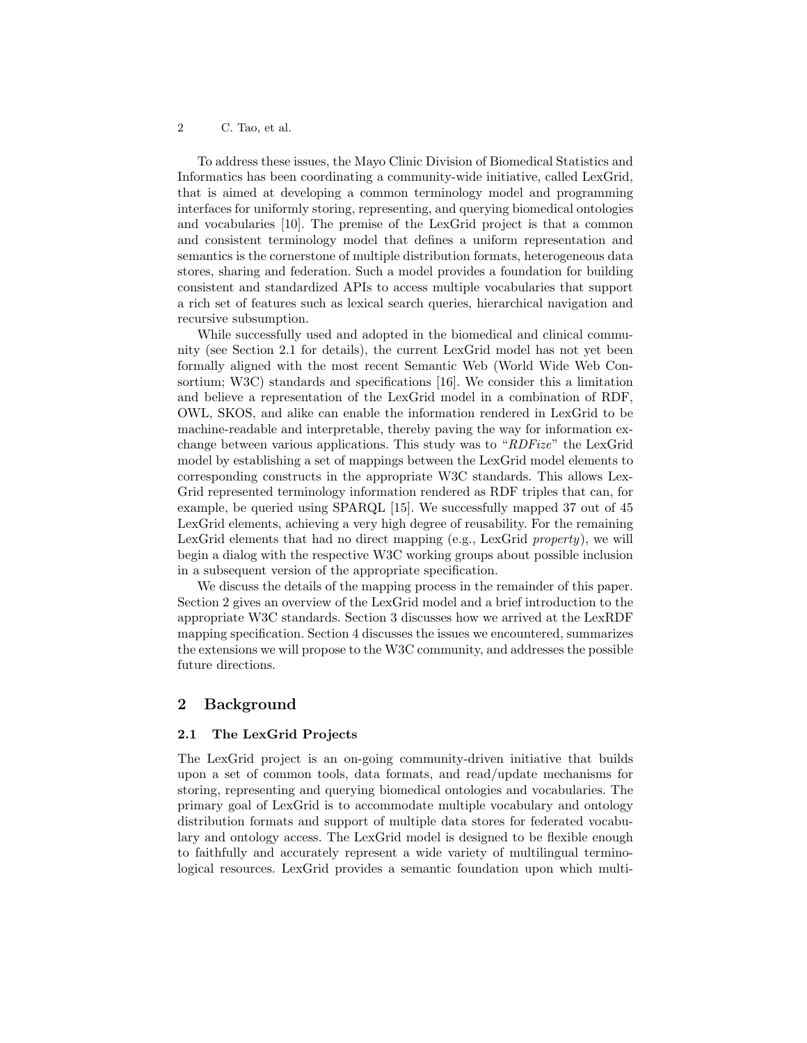To address these issues, the Mayo Clinic Division of Biomedical Statistics and Informatics has been coordinating a community-wide initiative, called LexGrid, that is aimed at developing a common terminology model and programming interfaces for uniformly storing, representing, and querying biomedical ontologies and vocabularies [10]. The premise of the LexGrid project is that a common and consistent terminology model that defines a uniform representation and semantics is the cornerstone of multiple distribution formats, heterogeneous data stores, sharing and federation. Such a model provides a foundation for building consistent and standardized APIs to access multiple vocabularies that support a rich set of features such as lexical search queries, hierarchical navigation and recursive subsumption.

While successfully used and adopted in the biomedical and clinical community (see Section 2.1 for details), the current LexGrid model has not yet been formally aligned with the most recent Semantic Web (World Wide Web Consortium; W3C) standards and specifications [16]. We consider this a limitation and believe a representation of the LexGrid model in a combination of RDF, OWL, SKOS, and alike can enable the information rendered in LexGrid to be machine-readable and interpretable, thereby paving the way for information exchange between various applications. This study was to "*RDFize*" the LexGrid model by establishing a set of mappings between the LexGrid model elements to corresponding constructs in the appropriate W3C standards. This allows LexGrid represented terminology information rendered as RDF triples that can, for example, be queried using SPARQL [15]. We successfully mapped 37 out of 45 LexGrid elements, achieving a very high degree of reusability. For the remaining LexGrid elements that had no direct mapping (e.g., LexGrid *property*), we will begin a dialog with the respective W3C working groups about possible inclusion in a subsequent version of the appropriate specification.

We discuss the details of the mapping process in the remainder of this paper. Section 2 gives an overview of the LexGrid model and a brief introduction to the appropriate W3C standards. Section 3 discusses how we arrived at the LexRDF mapping specification. Section 4 discusses the issues we encountered, summarizes the extensions we will propose to the W3C community, and addresses the possible future directions.

## 2 Background

### 2.1 The LexGrid Projects

The LexGrid project is an on-going community-driven initiative that builds upon a set of common tools, data formats, and read/update mechanisms for storing, representing and querying biomedical ontologies and vocabularies. The primary goal of LexGrid is to accommodate multiple vocabulary and ontology distribution formats and support of multiple data stores for federated vocabulary and ontology access. The LexGrid model is designed to be flexible enough to faithfully and accurately represent a wide variety of multilingual terminological resources. LexGrid provides a semantic foundation upon which multi-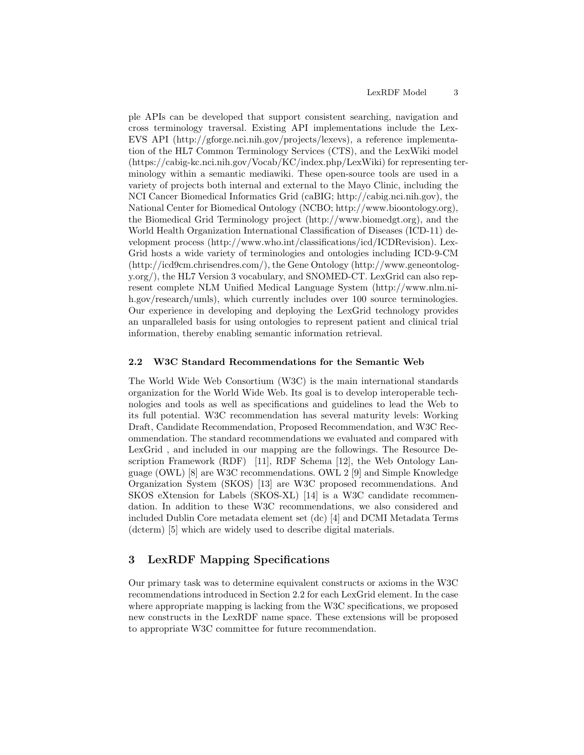ple APIs can be developed that support consistent searching, navigation and cross terminology traversal. Existing API implementations include the LexEVS API (http://gforge.nci.nih.gov/projects/lexevs), a reference implementation of the HL7 Common Terminology Services (CTS), and the LexWiki model (https://cabig-kc.nci.nih.gov/Vocab/KC/index.php/LexWiki) for representing terminology within a semantic mediawiki. These open-source tools are used in a variety of projects both internal and external to the Mayo Clinic, including the NCI Cancer Biomedical Informatics Grid (caBIG; http://cabig.nci.nih.gov), the National Center for Biomedical Ontology (NCBO; http://www.bioontology.org), the Biomedical Grid Terminology project (http://www.biomedgt.org), and the World Health Organization International Classification of Diseases (ICD-11) development process (http://www.who.int/classifications/icd/ICDRevision). LexGrid hosts a wide variety of terminologies and ontologies including ICD-9-CM (http://icd9cm.chrisendres.com/), the Gene Ontology (http://www.geneontology.org/), the HL7 Version 3 vocabulary, and SNOMED-CT. LexGrid can also represent complete NLM Unified Medical Language System (http://www.nlm.nih.gov/research/umls), which currently includes over 100 source terminologies. Our experience in developing and deploying the LexGrid technology provides an unparalleled basis for using ontologies to represent patient and clinical trial information, thereby enabling semantic information retrieval.

### 2.2 W3C Standard Recommendations for the Semantic Web

The World Wide Web Consortium (W3C) is the main international standards organization for the World Wide Web. Its goal is to develop interoperable technologies and tools as well as specifications and guidelines to lead the Web to its full potential. W3C recommendation has several maturity levels: Working Draft, Candidate Recommendation, Proposed Recommendation, and W3C Recommendation. The standard recommendations we evaluated and compared with LexGrid , and included in our mapping are the followings. The Resource Description Framework (RDF) [11], RDF Schema [12], the Web Ontology Language (OWL) [8] are W3C recommendations. OWL 2 [9] and Simple Knowledge Organization System (SKOS) [13] are W3C proposed recommendations. And SKOS eXtension for Labels (SKOS-XL) [14] is a W3C candidate recommendation. In addition to these W3C recommendations, we also considered and included Dublin Core metadata element set (dc) [4] and DCMI Metadata Terms (dcterm) [5] which are widely used to describe digital materials.

## 3 LexRDF Mapping Specifications

Our primary task was to determine equivalent constructs or axioms in the W3C recommendations introduced in Section 2.2 for each LexGrid element. In the case where appropriate mapping is lacking from the W3C specifications, we proposed new constructs in the LexRDF name space. These extensions will be proposed to appropriate W3C committee for future recommendation.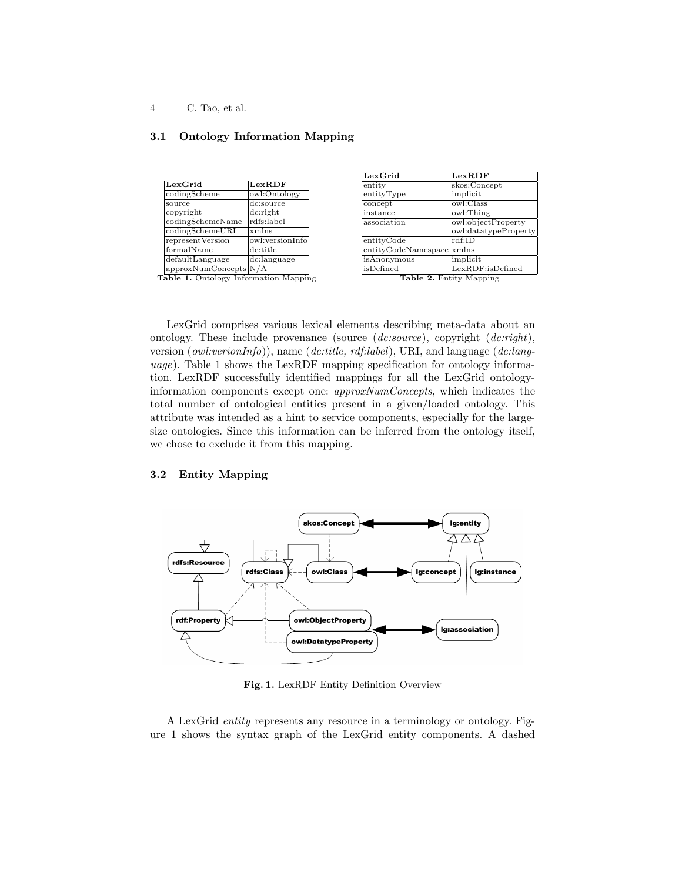### 3.1 Ontology Information Mapping

| LexGrid | LexRDF |
|---|---|
| codingScheme | owl:Ontology |
| source | dc:source |
| copyright | dc:right |
| codingSchemeName | rdfs:label |
| codingSchemeURI | xmlns |
| representVersion | owl:versionInfo |
| formalName | dc:title |
| defaultLanguage | dc:language |
| approxNumConcepts | N/A |

**Table 1.** Ontology Information Mapping

| LexGrid | LexRDF |
|---|---|
| entity | skos:Concept |
| entityType | implicit |
| concept | owl:Class |
| instance | owl:Thing |
| association | owl:objectProperty<br>owl:datatypeProperty |
| entityCode | rdf:ID |
| entityCodeNamespace | xmlns |
| isAnonymous | implicit |
| isDefined | LexRDF:isDefined |

**Table 2.** Entity Mapping

LexGrid comprises various lexical elements describing meta-data about an ontology. These include provenance (source (*dc:source*), copyright (*dc:right*), version (*owl:verionInfo*)), name (*dc:title, rdf:label*), URI, and language (*dc:language*). Table 1 shows the LexRDF mapping specification for ontology information. LexRDF successfully identified mappings for all the LexGrid ontology-information components except one: *approxNumConcepts*, which indicates the total number of ontological entities present in a given/loaded ontology. This attribute was intended as a hint to service components, especially for the large-size ontologies. Since this information can be inferred from the ontology itself, we chose to exclude it from this mapping.

### 3.2 Entity Mapping

**Fig. 1.** LexRDF Entity Definition Overview

A LexGrid *entity* represents any resource in a terminology or ontology. Figure 1 shows the syntax graph of the LexGrid entity components. A dashed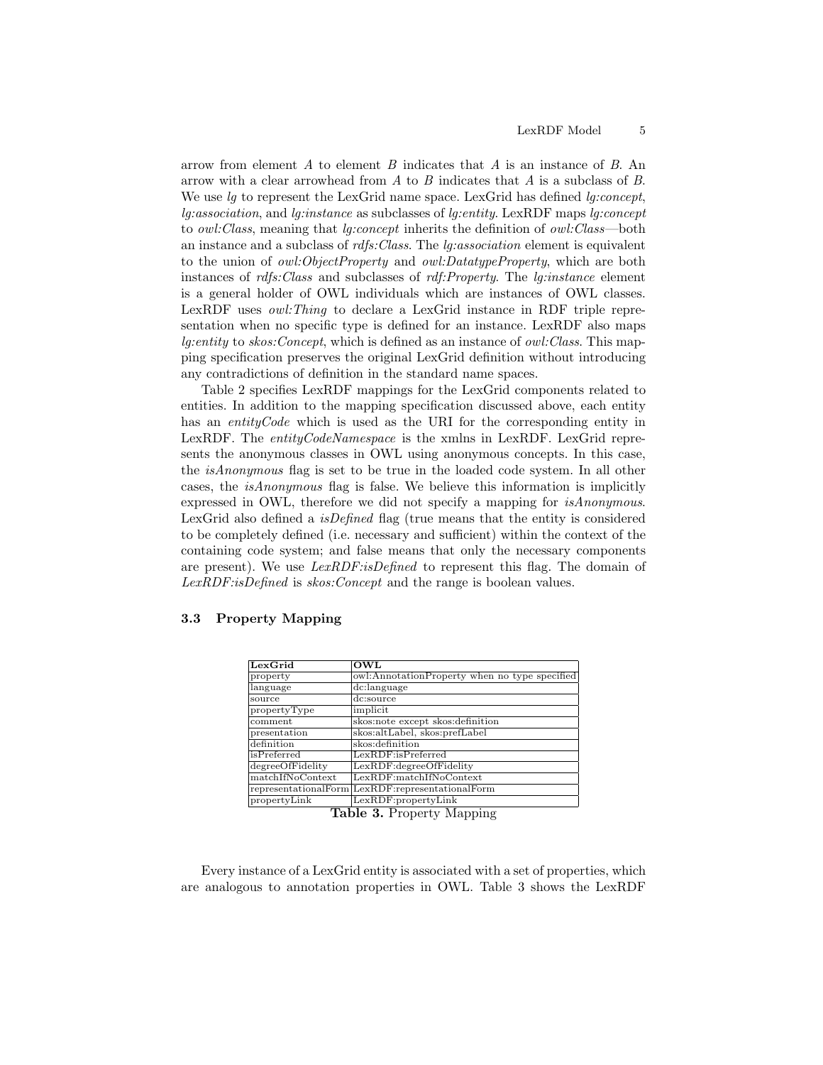arrow from element $A$ to element $B$ indicates that $A$ is an instance of $B$. An arrow with a clear arrowhead from $A$ to $B$ indicates that $A$ is a subclass of $B$. We use *lg* to represent the LexGrid name space. LexGrid has defined *lg:concept*, *lg:association*, and *lg:instance* as subclasses of *lg:entity*. LexRDF maps *lg:concept* to *owl:Class*, meaning that *lg:concept* inherits the definition of *owl:Class*—both an instance and a subclass of *rdfs:Class*. The *lg:association* element is equivalent to the union of *owl:ObjectProperty* and *owl:DatatypeProperty*, which are both instances of *rdfs:Class* and subclasses of *rdf:Property*. The *lg:instance* element is a general holder of OWL individuals which are instances of OWL classes. LexRDF uses *owl:Thing* to declare a LexGrid instance in RDF triple representation when no specific type is defined for an instance. LexRDF also maps *lg:entity* to *skos:Concept*, which is defined as an instance of *owl:Class*. This mapping specification preserves the original LexGrid definition without introducing any contradictions of definition in the standard name spaces.

Table 2 specifies LexRDF mappings for the LexGrid components related to entities. In addition to the mapping specification discussed above, each entity has an *entityCode* which is used as the URI for the corresponding entity in LexRDF. The *entityCodeNamespace* is the xmlns in LexRDF. LexGrid represents the anonymous classes in OWL using anonymous concepts. In this case, the *isAnonymous* flag is set to be true in the loaded code system. In all other cases, the *isAnonymous* flag is false. We believe this information is implicitly expressed in OWL, therefore we did not specify a mapping for *isAnonymous*. LexGrid also defined a *isDefined* flag (true means that the entity is considered to be completely defined (i.e. necessary and sufficient) within the context of the containing code system; and false means that only the necessary components are present). We use *LexRDF:isDefined* to represent this flag. The domain of *LexRDF:isDefined* is *skos:Concept* and the range is boolean values.

### 3.3 Property Mapping

| **LexGrid** | **OWL** |
|---|---|
| property | owl:AnnotationProperty when no type specified |
| language | dc:language |
| source | dc:source |
| propertyType | implicit |
| comment | skos:note except skos:definition |
| presentation | skos:altLabel, skos:prefLabel |
| definition | skos:definition |
| isPreferred | LexRDF:isPreferred |
| degreeOfFidelity | LexRDF:degreeOfFidelity |
| matchIfNoContext | LexRDF:matchIfNoContext |
| representationalForm | LexRDF:representationalForm |
| propertyLink | LexRDF:propertyLink |

**Table 3.** Property Mapping

Every instance of a LexGrid entity is associated with a set of properties, which are analogous to annotation properties in OWL. Table 3 shows the LexRDF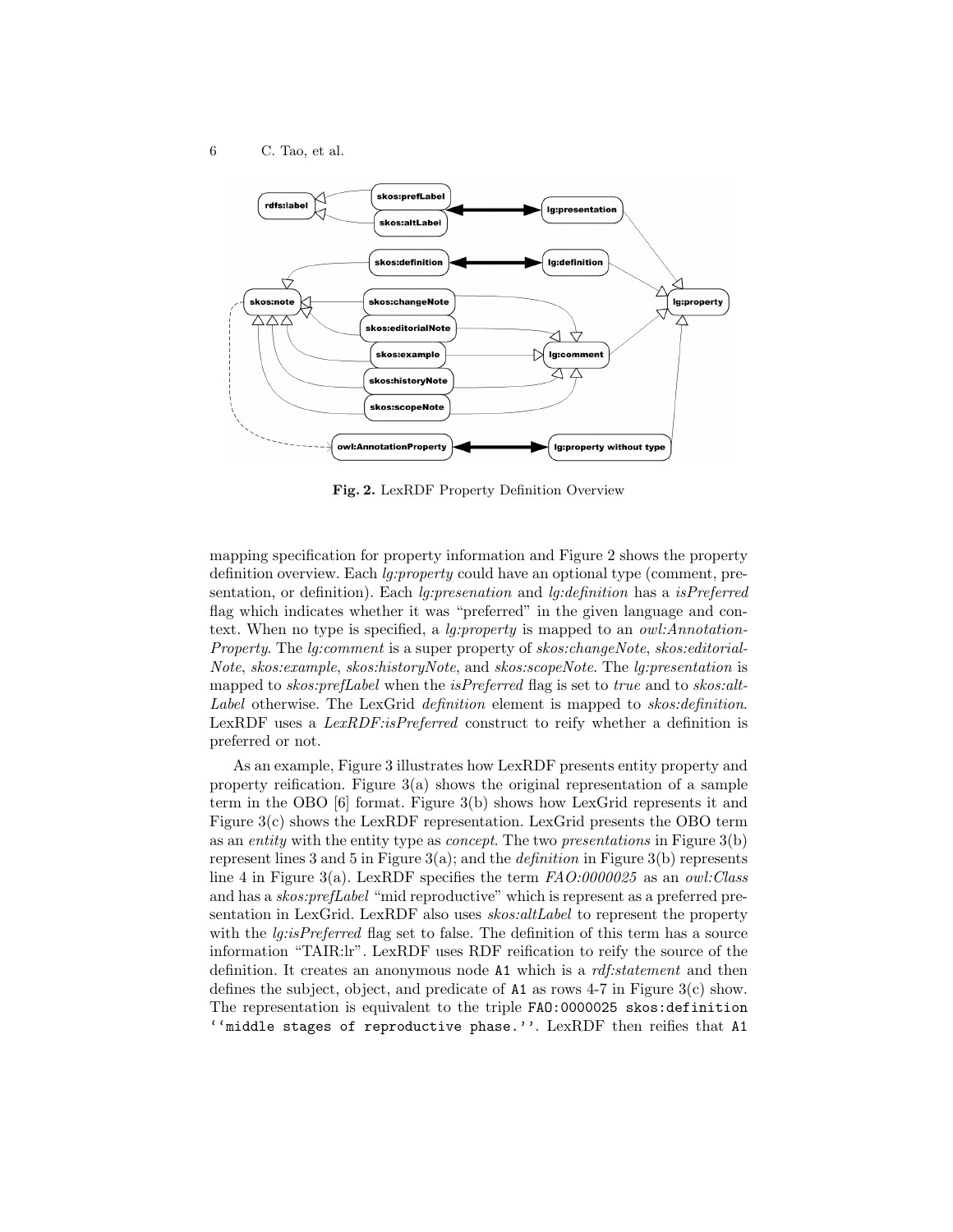**Fig. 2.** LexRDF Property Definition Overview

mapping specification for property information and Figure 2 shows the property definition overview. Each *lg:property* could have an optional type (comment, presentation, or definition). Each *lg:presenation* and *lg:definition* has a *isPreferred* flag which indicates whether it was "preferred" in the given language and context. When no type is specified, a *lg:property* is mapped to an *owl:Annotation-Property*. The *lg:comment* is a super property of *skos:changeNote*, *skos:editorial-Note*, *skos:example*, *skos:historyNote*, and *skos:scopeNote*. The *lg:presentation* is mapped to *skos:prefLabel* when the *isPreferred* flag is set to *true* and to *skos:alt-Label* otherwise. The LexGrid *definition* element is mapped to *skos:definition*. LexRDF uses a *LexRDF:isPreferred* construct to reify whether a definition is preferred or not.

As an example, Figure 3 illustrates how LexRDF presents entity property and property reification. Figure 3(a) shows the original representation of a sample term in the OBO [6] format. Figure 3(b) shows how LexGrid represents it and Figure 3(c) shows the LexRDF representation. LexGrid presents the OBO term as an *entity* with the entity type as *concept*. The two *presentations* in Figure 3(b) represent lines 3 and 5 in Figure 3(a); and the *definition* in Figure 3(b) represents line 4 in Figure 3(a). LexRDF specifies the term *FAO:0000025* as an *owl:Class* and has a *skos:prefLabel* "mid reproductive" which is represent as a preferred presentation in LexGrid. LexRDF also uses *skos:altLabel* to represent the property with the *lg:isPreferred* flag set to false. The definition of this term has a source information "TAIR:lr". LexRDF uses RDF reification to reify the source of the definition. It creates an anonymous node `A1` which is a *rdf:statement* and then defines the subject, object, and predicate of `A1` as rows 4-7 in Figure 3(c) show. The representation is equivalent to the triple `FAO:0000025 skos:definition ''middle stages of reproductive phase.''`. LexRDF then reifies that `A1`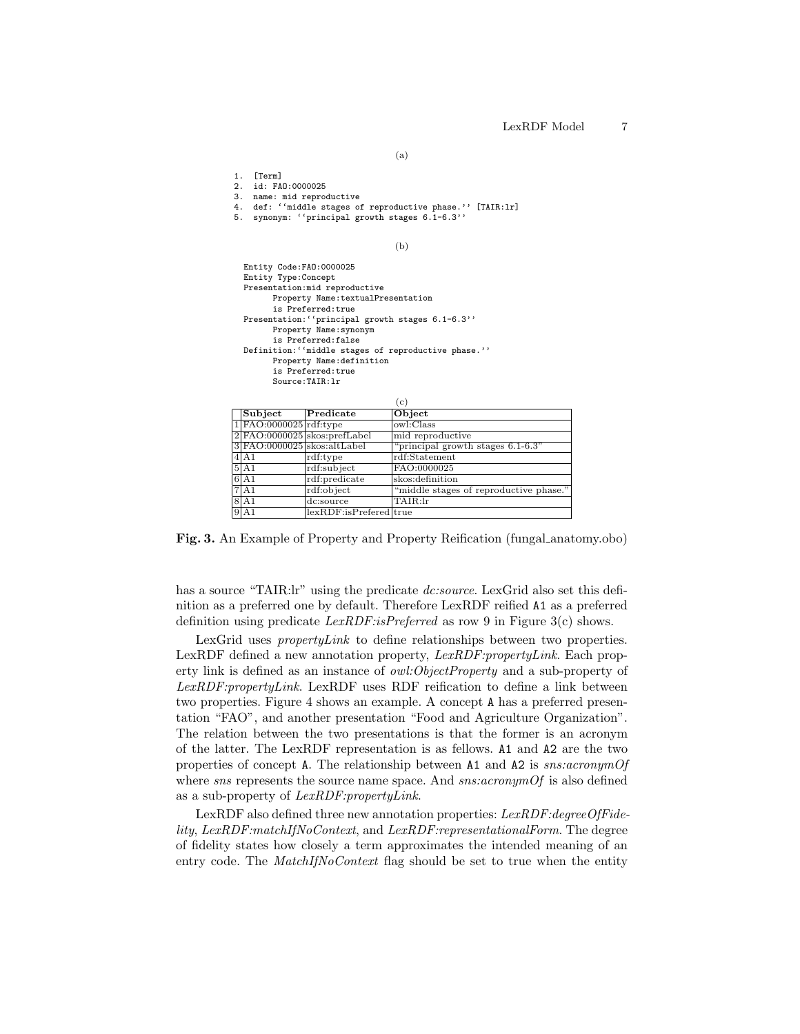(a)

```
1.  [Term]
2.  id: FAO:0000025
3.  name: mid reproductive
4.  def: ''middle stages of reproductive phase.'' [TAIR:lr]
5.  synonym: ''principal growth stages 6.1-6.3''
```

(b)

```
Entity Code:FAO:0000025
Entity Type:Concept
Presentation:mid reproductive
      Property Name:textualPresentation
      is Preferred:true
Presentation:''principal growth stages 6.1-6.3''
      Property Name:synonym
      is Preferred:false
Definition:''middle stages of reproductive phase.''
      Property Name:definition
      is Preferred:true
      Source:TAIR:lr
```

(c)

| | Subject | Predicate | Object |
|---|---|---|---|
| 1 | FAO:0000025 | rdf:type | owl:Class |
| 2 | FAO:0000025 | skos:prefLabel | mid reproductive |
| 3 | FAO:0000025 | skos:altLabel | "principal growth stages 6.1-6.3" |
| 4 | A1 | rdf:type | rdf:Statement |
| 5 | A1 | rdf:subject | FAO:0000025 |
| 6 | A1 | rdf:predicate | skos:definition |
| 7 | A1 | rdf:object | "middle stages of reproductive phase." |
| 8 | A1 | dc:source | TAIR:lr |
| 9 | A1 | lexRDF:isPrefered | true |

**Fig. 3.** An Example of Property and Property Reification (fungal_anatomy.obo)

has a source "TAIR:lr" using the predicate *dc:source*. LexGrid also set this definition as a preferred one by default. Therefore LexRDF reified A1 as a preferred definition using predicate *LexRDF:isPreferred* as row 9 in Figure 3(c) shows.

LexGrid uses *propertyLink* to define relationships between two properties. LexRDF defined a new annotation property, *LexRDF:propertyLink*. Each property link is defined as an instance of *owl:ObjectProperty* and a sub-property of *LexRDF:propertyLink*. LexRDF uses RDF reification to define a link between two properties. Figure 4 shows an example. A concept A has a preferred presentation "FAO", and another presentation "Food and Agriculture Organization". The relation between the two presentations is that the former is an acronym of the latter. The LexRDF representation is as fellows. A1 and A2 are the two properties of concept A. The relationship between A1 and A2 is *sns:acronymOf* where *sns* represents the source name space. And *sns:acronymOf* is also defined as a sub-property of *LexRDF:propertyLink*.

LexRDF also defined three new annotation properties: *LexRDF:degreeOfFidelity*, *LexRDF:matchIfNoContext*, and *LexRDF:representationalForm*. The degree of fidelity states how closely a term approximates the intended meaning of an entry code. The *MatchIfNoContext* flag should be set to true when the entity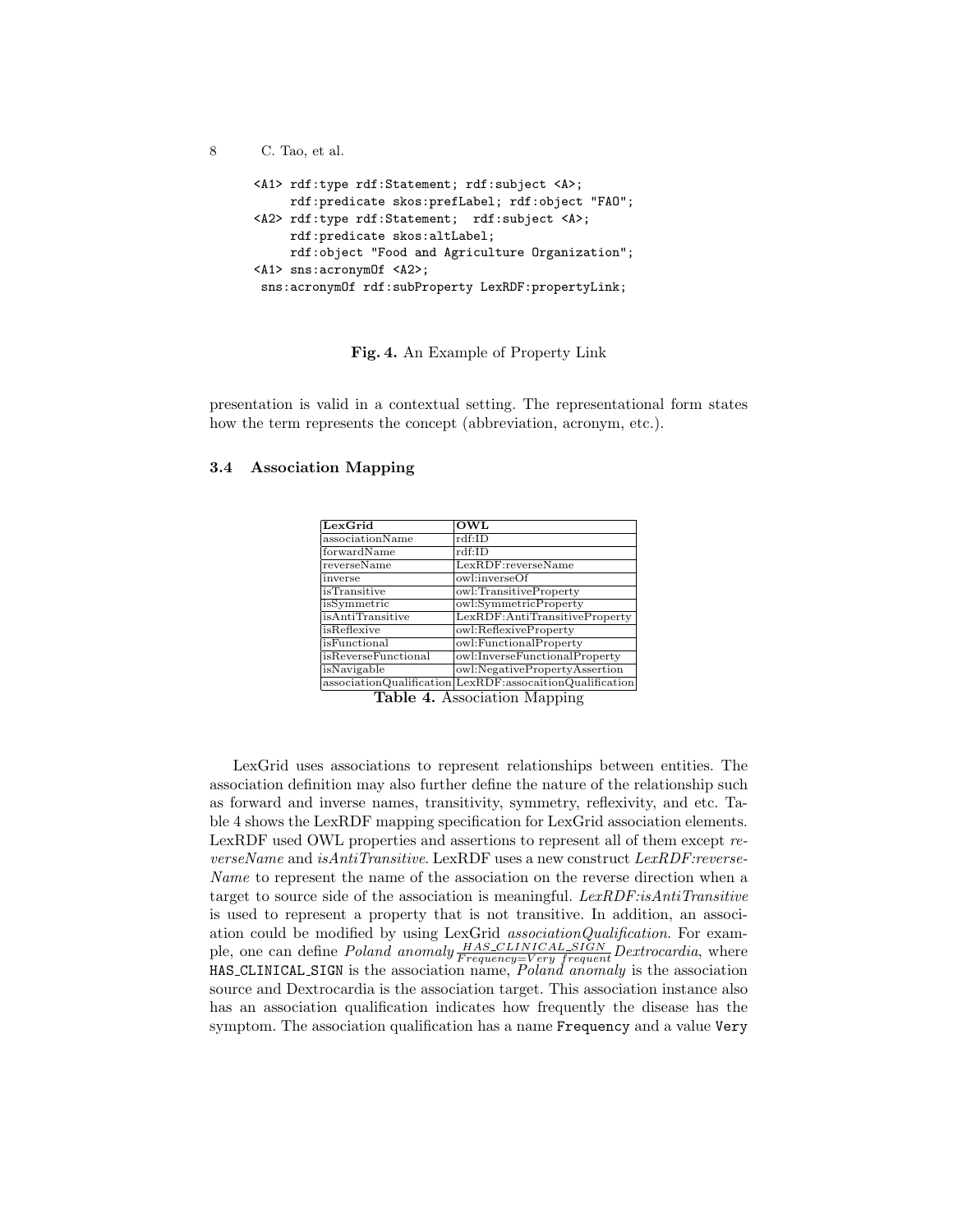```
<A1> rdf:type rdf:Statement; rdf:subject <A>;
     rdf:predicate skos:prefLabel; rdf:object "FAO";
<A2> rdf:type rdf:Statement;  rdf:subject <A>;
     rdf:predicate skos:altLabel;
     rdf:object "Food and Agriculture Organization";
<A1> sns:acronymOf <A2>;
 sns:acronymOf rdf:subProperty LexRDF:propertyLink;
```

**Fig. 4.** An Example of Property Link

presentation is valid in a contextual setting. The representational form states how the term represents the concept (abbreviation, acronym, etc.).

### 3.4 Association Mapping

| LexGrid | OWL |
|---|---|
| associationName | rdf:ID |
| forwardName | rdf:ID |
| reverseName | LexRDF:reverseName |
| inverse | owl:inverseOf |
| isTransitive | owl:TransitiveProperty |
| isSymmetric | owl:SymmetricProperty |
| isAntiTransitive | LexRDF:AntiTransitiveProperty |
| isReflexive | owl:ReflexiveProperty |
| isFunctional | owl:FunctionalProperty |
| isReverseFunctional | owl:InverseFunctionalProperty |
| isNavigable | owl:NegativePropertyAssertion |
| associationQualification | LexRDF:assocaitionQualification |

**Table 4.** Association Mapping

LexGrid uses associations to represent relationships between entities. The association definition may also further define the nature of the relationship such as forward and inverse names, transitivity, symmetry, reflexivity, and etc. Table 4 shows the LexRDF mapping specification for LexGrid association elements. LexRDF used OWL properties and assertions to represent all of them except *reverseName* and *isAntiTransitive*. LexRDF uses a new construct *LexRDF:reverseName* to represent the name of the association on the reverse direction when a target to source side of the association is meaningful. *LexRDF:isAntiTransitive* is used to represent a property that is not transitive. In addition, an association could be modified by using LexGrid *associationQualification*. For example, one can define *Poland anomaly* $\frac{HAS\_CLINICAL\_SIGN}{Frequency=Very\ frequent}$ *Dextrocardia*, where HAS_CLINICAL_SIGN is the association name, *Poland anomaly* is the association source and Dextrocardia is the association target. This association instance also has an association qualification indicates how frequently the disease has the symptom. The association qualification has a name Frequency and a value Very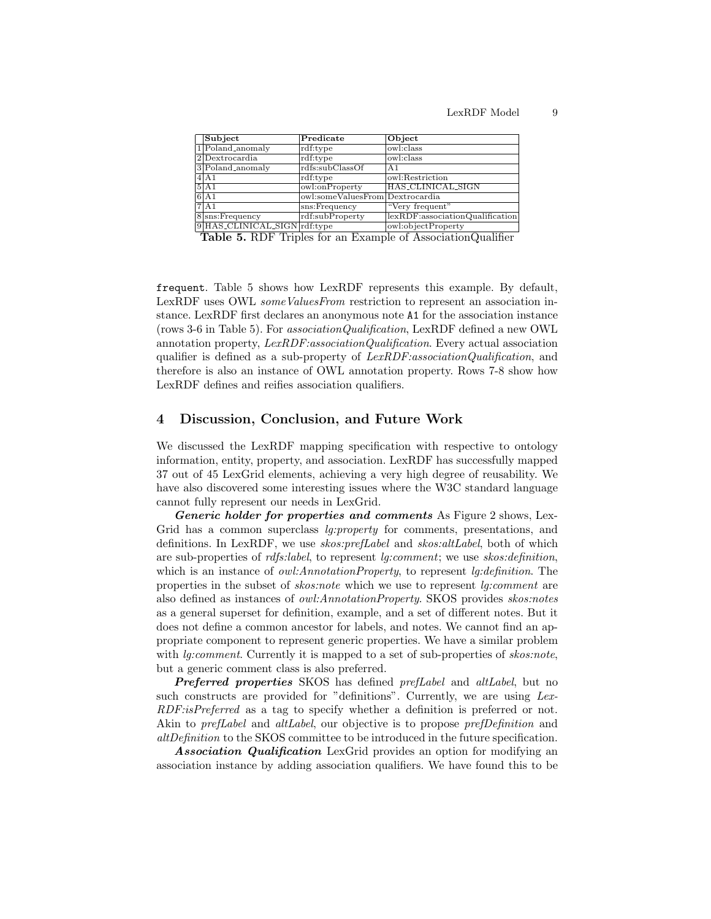|  | Subject | Predicate | Object |
|---|---|---|---|
| 1 | Poland_anomaly | rdf:type | owl:class |
| 2 | Dextrocardia | rdf:type | owl:class |
| 3 | Poland_anomaly | rdfs:subClassOf | A1 |
| 4 | A1 | rdf:type | owl:Restriction |
| 5 | A1 | owl:onProperty | HAS_CLINICAL_SIGN |
| 6 | A1 | owl:someValuesFrom | Dextrocardia |
| 7 | A1 | sns:Frequency | "Very frequent" |
| 8 | sns:Frequency | rdf:subProperty | lexRDF:associationQualification |
| 9 | HAS_CLINICAL_SIGN | rdf:type | owl:objectProperty |

**Table 5.** RDF Triples for an Example of AssociationQualifier

frequent. Table 5 shows how LexRDF represents this example. By default, LexRDF uses OWL *someValuesFrom* restriction to represent an association instance. LexRDF first declares an anonymous note A1 for the association instance (rows 3-6 in Table 5). For *associationQualification*, LexRDF defined a new OWL annotation property, *LexRDF:associationQualification*. Every actual association qualifier is defined as a sub-property of *LexRDF:associationQualification*, and therefore is also an instance of OWL annotation property. Rows 7-8 show how LexRDF defines and reifies association qualifiers.

## 4 Discussion, Conclusion, and Future Work

We discussed the LexRDF mapping specification with respective to ontology information, entity, property, and association. LexRDF has successfully mapped 37 out of 45 LexGrid elements, achieving a very high degree of reusability. We have also discovered some interesting issues where the W3C standard language cannot fully represent our needs in LexGrid.

***Generic holder for properties and comments*** As Figure 2 shows, LexGrid has a common superclass *lg:property* for comments, presentations, and definitions. In LexRDF, we use *skos:prefLabel* and *skos:altLabel*, both of which are sub-properties of *rdfs:label*, to represent *lg:comment*; we use *skos:definition*, which is an instance of *owl:AnnotationProperty*, to represent *lg:definition*. The properties in the subset of *skos:note* which we use to represent *lg:comment* are also defined as instances of *owl:AnnotationProperty*. SKOS provides *skos:notes* as a general superset for definition, example, and a set of different notes. But it does not define a common ancestor for labels, and notes. We cannot find an appropriate component to represent generic properties. We have a similar problem with *lg:comment*. Currently it is mapped to a set of sub-properties of *skos:note*, but a generic comment class is also preferred.

***Preferred properties*** SKOS has defined *prefLabel* and *altLabel*, but no such constructs are provided for "definitions". Currently, we are using *LexRDF:isPreferred* as a tag to specify whether a definition is preferred or not. Akin to *prefLabel* and *altLabel*, our objective is to propose *prefDefinition* and *altDefinition* to the SKOS committee to be introduced in the future specification.

***Association Qualification*** LexGrid provides an option for modifying an association instance by adding association qualifiers. We have found this to be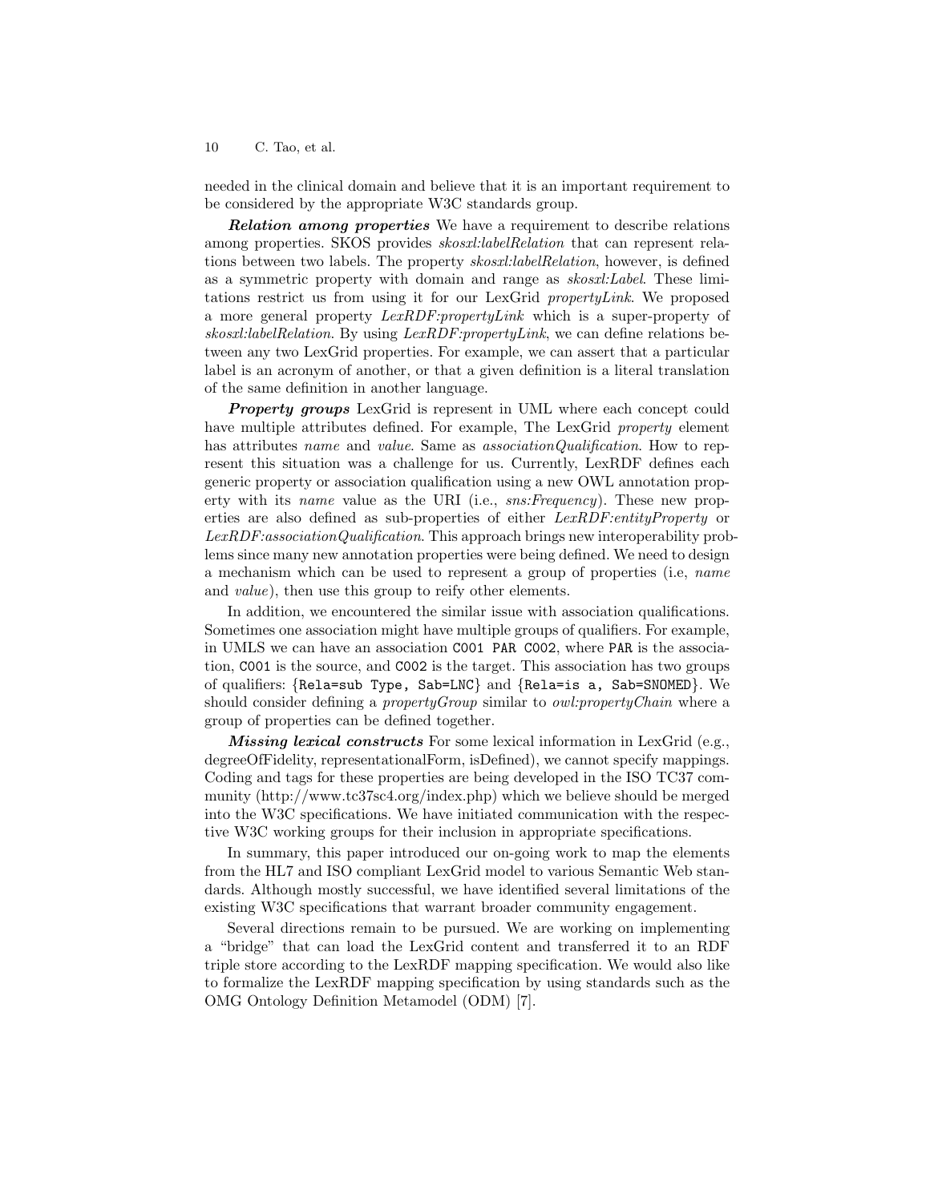needed in the clinical domain and believe that it is an important requirement to be considered by the appropriate W3C standards group.

***Relation among properties*** We have a requirement to describe relations among properties. SKOS provides *skosxl:labelRelation* that can represent relations between two labels. The property *skosxl:labelRelation*, however, is defined as a symmetric property with domain and range as *skosxl:Label*. These limitations restrict us from using it for our LexGrid *propertyLink*. We proposed a more general property *LexRDF:propertyLink* which is a super-property of *skosxl:labelRelation*. By using *LexRDF:propertyLink*, we can define relations between any two LexGrid properties. For example, we can assert that a particular label is an acronym of another, or that a given definition is a literal translation of the same definition in another language.

***Property groups*** LexGrid is represent in UML where each concept could have multiple attributes defined. For example, The LexGrid *property* element has attributes *name* and *value*. Same as *associationQualification*. How to represent this situation was a challenge for us. Currently, LexRDF defines each generic property or association qualification using a new OWL annotation property with its *name* value as the URI (i.e., *sns:Frequency*). These new properties are also defined as sub-properties of either *LexRDF:entityProperty* or *LexRDF:associationQualification*. This approach brings new interoperability problems since many new annotation properties were being defined. We need to design a mechanism which can be used to represent a group of properties (i.e, *name* and *value*), then use this group to reify other elements.

In addition, we encountered the similar issue with association qualifications. Sometimes one association might have multiple groups of qualifiers. For example, in UMLS we can have an association `C001 PAR C002`, where `PAR` is the association, `C001` is the source, and `C002` is the target. This association has two groups of qualifiers: {`Rela=sub Type, Sab=LNC`} and {`Rela=is a, Sab=SNOMED`}. We should consider defining a *propertyGroup* similar to *owl:propertyChain* where a group of properties can be defined together.

***Missing lexical constructs*** For some lexical information in LexGrid (e.g., degreeOfFidelity, representationalForm, isDefined), we cannot specify mappings. Coding and tags for these properties are being developed in the ISO TC37 community (http://www.tc37sc4.org/index.php) which we believe should be merged into the W3C specifications. We have initiated communication with the respective W3C working groups for their inclusion in appropriate specifications.

In summary, this paper introduced our on-going work to map the elements from the HL7 and ISO compliant LexGrid model to various Semantic Web standards. Although mostly successful, we have identified several limitations of the existing W3C specifications that warrant broader community engagement.

Several directions remain to be pursued. We are working on implementing a "bridge" that can load the LexGrid content and transferred it to an RDF triple store according to the LexRDF mapping specification. We would also like to formalize the LexRDF mapping specification by using standards such as the OMG Ontology Definition Metamodel (ODM) [7].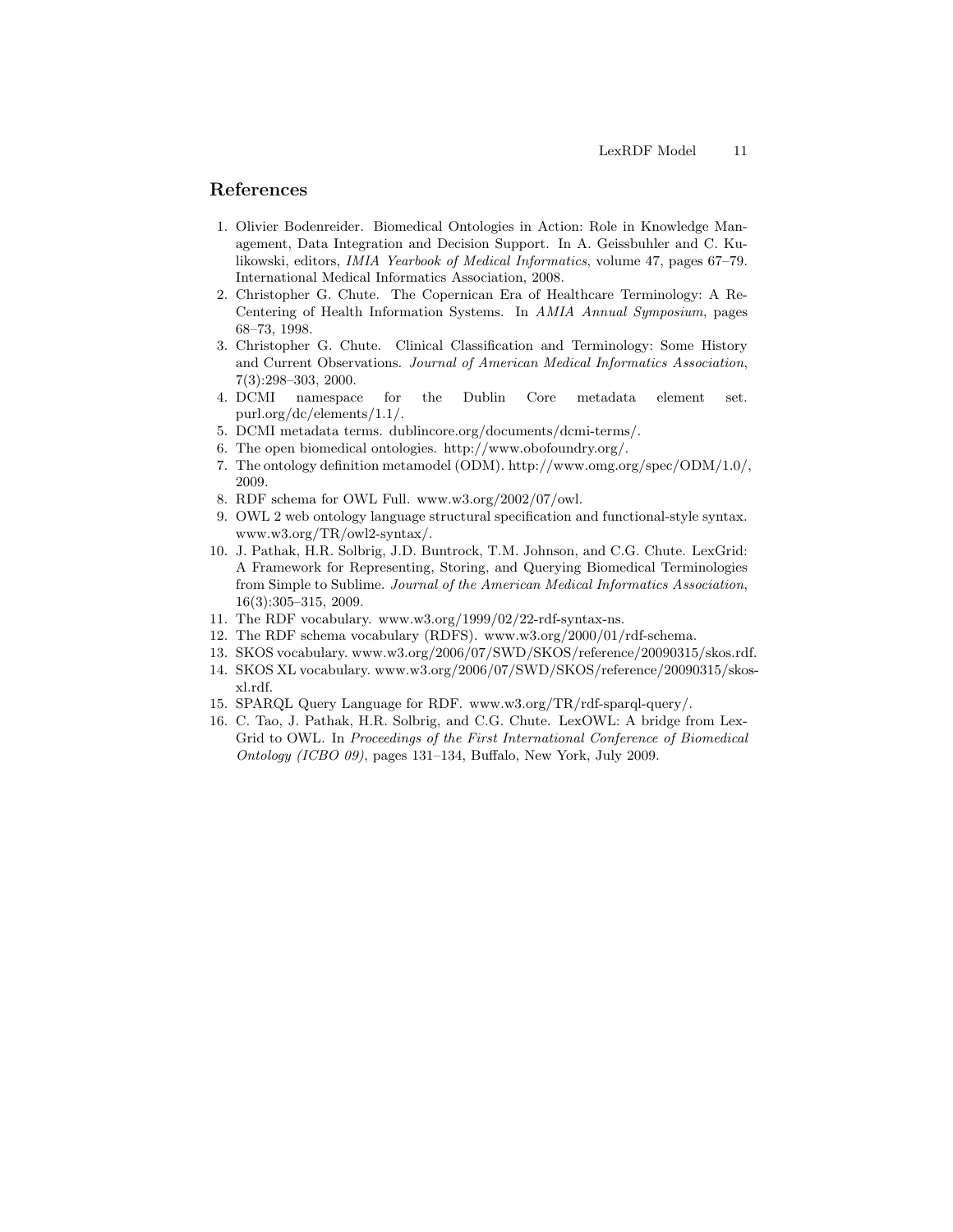## References

1. Olivier Bodenreider. Biomedical Ontologies in Action: Role in Knowledge Management, Data Integration and Decision Support. In A. Geissbuhler and C. Kulikowski, editors, *IMIA Yearbook of Medical Informatics*, volume 47, pages 67–79. International Medical Informatics Association, 2008.
2. Christopher G. Chute. The Copernican Era of Healthcare Terminology: A Re-Centering of Health Information Systems. In *AMIA Annual Symposium*, pages 68–73, 1998.
3. Christopher G. Chute. Clinical Classification and Terminology: Some History and Current Observations. *Journal of American Medical Informatics Association*, 7(3):298–303, 2000.
4. DCMI namespace for the Dublin Core metadata element set. purl.org/dc/elements/1.1/.
5. DCMI metadata terms. dublincore.org/documents/dcmi-terms/.
6. The open biomedical ontologies. http://www.obofoundry.org/.
7. The ontology definition metamodel (ODM). http://www.omg.org/spec/ODM/1.0/, 2009.
8. RDF schema for OWL Full. www.w3.org/2002/07/owl.
9. OWL 2 web ontology language structural specification and functional-style syntax. www.w3.org/TR/owl2-syntax/.
10. J. Pathak, H.R. Solbrig, J.D. Buntrock, T.M. Johnson, and C.G. Chute. LexGrid: A Framework for Representing, Storing, and Querying Biomedical Terminologies from Simple to Sublime. *Journal of the American Medical Informatics Association*, 16(3):305–315, 2009.
11. The RDF vocabulary. www.w3.org/1999/02/22-rdf-syntax-ns.
12. The RDF schema vocabulary (RDFS). www.w3.org/2000/01/rdf-schema.
13. SKOS vocabulary. www.w3.org/2006/07/SWD/SKOS/reference/20090315/skos.rdf.
14. SKOS XL vocabulary. www.w3.org/2006/07/SWD/SKOS/reference/20090315/skos-xl.rdf.
15. SPARQL Query Language for RDF. www.w3.org/TR/rdf-sparql-query/.
16. C. Tao, J. Pathak, H.R. Solbrig, and C.G. Chute. LexOWL: A bridge from LexGrid to OWL. In *Proceedings of the First International Conference of Biomedical Ontology (ICBO 09)*, pages 131–134, Buffalo, New York, July 2009.